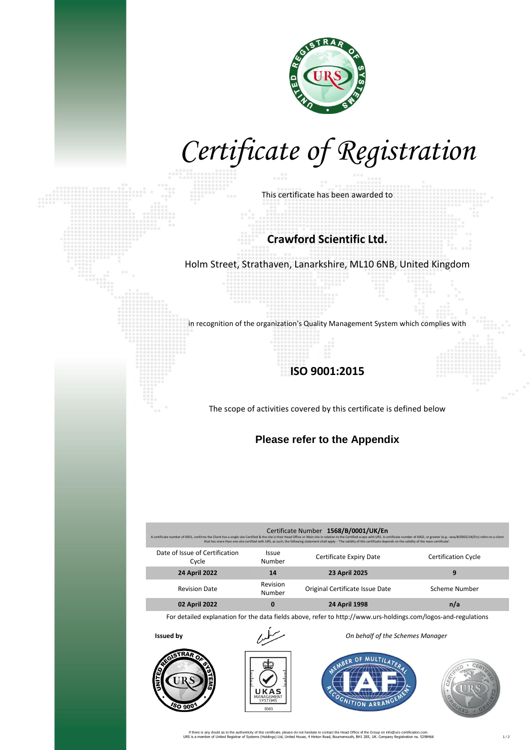# Certificate of Registration

This certificate has been awarded to

## Crawford Scientific Ltd.

Holm Street, Strathaven, Lanarkshire, ML10 6NB, United Kingdom

in recognition of the organization's Quality Management System which complies with

## ISO 9001:2015

The scope of activities covered by this certificate is defined below

### Please refer to the Appendix

Certificate Number **1568/B/0001/UK/En**

A certificate number of 0001, confirms the Client has a single site Certified & the site is their Head Office or Main site in relation to the Certified scope with URS. A certificate number of 0002, or greater (e.g.: xxxx/B/0002/UK/En) refers to a client that has more than one site certified with URS, as such, the following statement shall apply - 'The validity of this certificate depends on the validity of the main certificate'.

| Date of Issue of Certification Cycle | Issue Number | Certificate Expiry Date | Certification Cycle |
|---|---|---|---|
| **24 April 2022** | **14** | **23 April 2025** | **9** |
| Revision Date | Revision Number | Original Certificate Issue Date | Scheme Number |
| **02 April 2022** | **0** | **24 April 1998** | **n/a** |

For detailed explanation for the data fields above, refer to http://www.urs-holdings.com/logos-and-regulations

**Issued by** *On behalf of the Schemes Manager*

If there is any doubt as to the authenticity of this certificate, please do not hesitate to contact the Head Office of the Group on info@urs-certification.com.
URS is a member of United Registrar of Systems (Holdings) Ltd, United House, 4 Hinton Road, Bournemouth, BH1 2EE, UK. Company Registration no. 5298466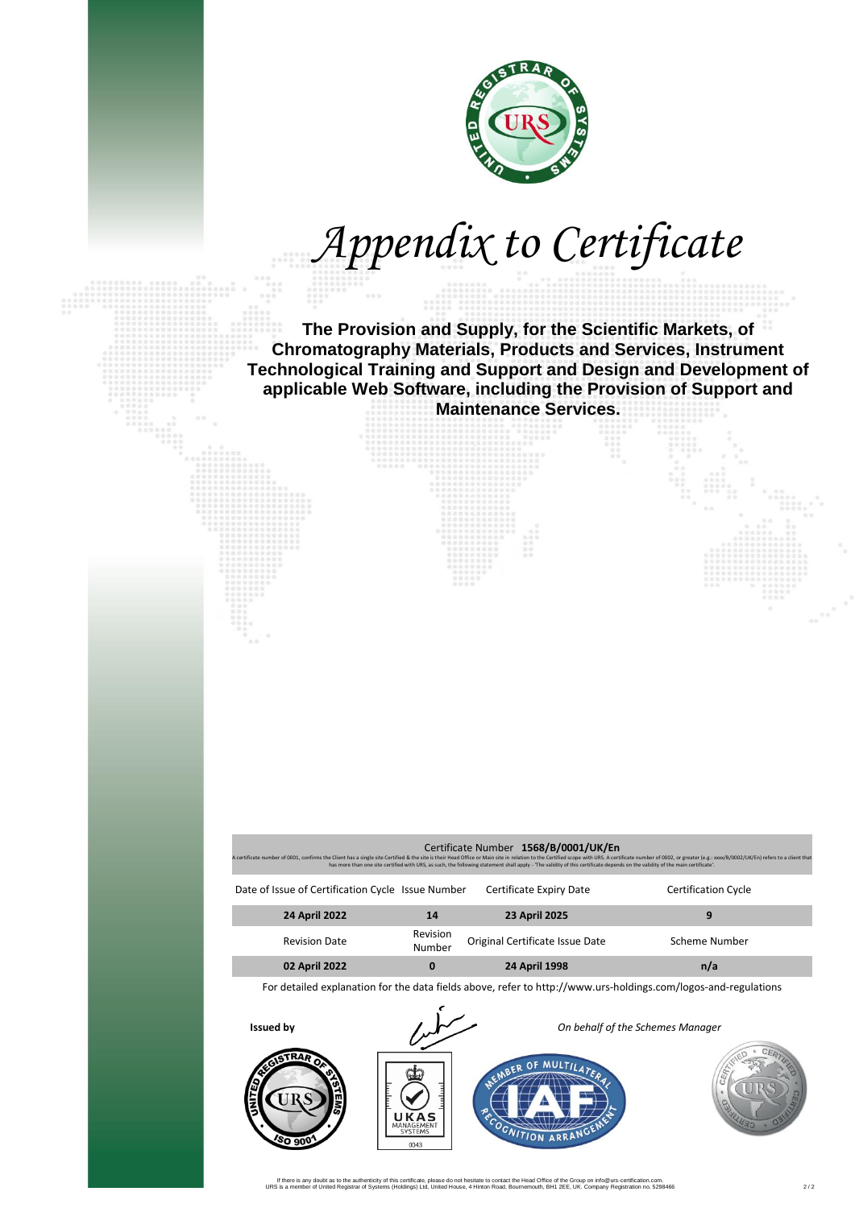# Appendix to Certificate

**The Provision and Supply, for the Scientific Markets, of Chromatography Materials, Products and Services, Instrument Technological Training and Support and Design and Development of applicable Web Software, including the Provision of Support and Maintenance Services.**

Certificate Number **1568/B/0001/UK/En**

A certificate number of 0001, confirms the Client has a single site Certified & the site is their Head Office or Main site in relation to the Certified scope with URS. A certificate number of 0002, or greater (e.g.: xxxx/B/0002/UK/En) refers to a client that has more than one site certified with URS, as such, the following statement shall apply - 'The validity of this certificate depends on the validity of the main certificate'.

| Date of Issue of Certification Cycle | Issue Number | Certificate Expiry Date | Certification Cycle |
|---|---|---|---|
| **24 April 2022** | **14** | **23 April 2025** | **9** |
| Revision Date | Revision Number | Original Certificate Issue Date | Scheme Number |
| **02 April 2022** | **0** | **24 April 1998** | **n/a** |

For detailed explanation for the data fields above, refer to http://www.urs-holdings.com/logos-and-regulations

**Issued by**

*On behalf of the Schemes Manager*

If there is any doubt as to the authenticity of this certificate, please do not hesitate to contact the Head Office of the Group on info@urs-certification.com.
URS is a member of United Registrar of Systems (Holdings) Ltd, United House, 4 Hinton Road, Bournemouth, BH1 2EE, UK. Company Registration no. 5298466